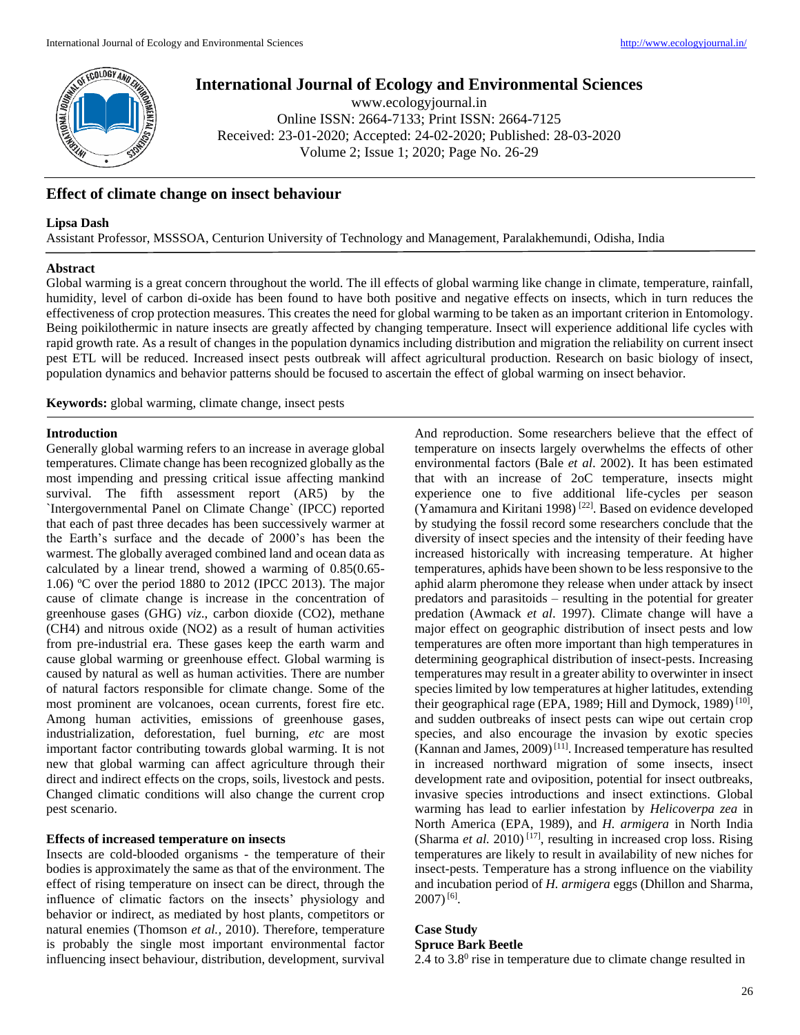# Effect of climate change on insect behaviour

**Lipsa Dash**

Assistant Professor, MSSSOA, Centurion University of Technology and Management, Paralakhemundi, Odisha, India

## Abstract

Global warming is a great concern throughout the world. The ill effects of global warming like change in climate, temperature, rainfall, humidity, level of carbon di-oxide has been found to have both positive and negative effects on insects, which in turn reduces the effectiveness of crop protection measures. This creates the need for global warming to be taken as an important criterion in Entomology. Being poikilothermic in nature insects are greatly affected by changing temperature. Insect will experience additional life cycles with rapid growth rate. As a result of changes in the population dynamics including distribution and migration the reliability on current insect pest ETL will be reduced. Increased insect pests outbreak will affect agricultural production. Research on basic biology of insect, population dynamics and behavior patterns should be focused to ascertain the effect of global warming on insect behavior.

**Keywords:** global warming, climate change, insect pests

## Introduction

Generally global warming refers to an increase in average global temperatures. Climate change has been recognized globally as the most impending and pressing critical issue affecting mankind survival. The fifth assessment report (AR5) by the `Intergovernmental Panel on Climate Change` (IPCC) reported that each of past three decades has been successively warmer at the Earth's surface and the decade of 2000's has been the warmest. The globally averaged combined land and ocean data as calculated by a linear trend, showed a warming of 0.85(0.65-1.06) ºC over the period 1880 to 2012 (IPCC 2013). The major cause of climate change is increase in the concentration of greenhouse gases (GHG) *viz*., carbon dioxide (CO2), methane (CH4) and nitrous oxide (NO2) as a result of human activities from pre-industrial era. These gases keep the earth warm and cause global warming or greenhouse effect. Global warming is caused by natural as well as human activities. There are number of natural factors responsible for climate change. Some of the most prominent are volcanoes, ocean currents, forest fire etc. Among human activities, emissions of greenhouse gases, industrialization, deforestation, fuel burning, *etc* are most important factor contributing towards global warming. It is not new that global warming can affect agriculture through their direct and indirect effects on the crops, soils, livestock and pests. Changed climatic conditions will also change the current crop pest scenario.

### Effects of increased temperature on insects

Insects are cold-blooded organisms - the temperature of their bodies is approximately the same as that of the environment. The effect of rising temperature on insect can be direct, through the influence of climatic factors on the insects' physiology and behavior or indirect, as mediated by host plants, competitors or natural enemies (Thomson *et al.*, 2010). Therefore, temperature is probably the single most important environmental factor influencing insect behaviour, distribution, development, survival And reproduction. Some researchers believe that the effect of temperature on insects largely overwhelms the effects of other environmental factors (Bale *et al*. 2002). It has been estimated that with an increase of 2oC temperature, insects might experience one to five additional life-cycles per season (Yamamura and Kiritani 1998) [22]. Based on evidence developed by studying the fossil record some researchers conclude that the diversity of insect species and the intensity of their feeding have increased historically with increasing temperature. At higher temperatures, aphids have been shown to be less responsive to the aphid alarm pheromone they release when under attack by insect predators and parasitoids – resulting in the potential for greater predation (Awmack *et al*. 1997). Climate change will have a major effect on geographic distribution of insect pests and low temperatures are often more important than high temperatures in determining geographical distribution of insect-pests. Increasing temperatures may result in a greater ability to overwinter in insect species limited by low temperatures at higher latitudes, extending their geographical rage (EPA, 1989; Hill and Dymock, 1989) [10], and sudden outbreaks of insect pests can wipe out certain crop species, and also encourage the invasion by exotic species (Kannan and James, 2009) [11]. Increased temperature has resulted in increased northward migration of some insects, insect development rate and oviposition, potential for insect outbreaks, invasive species introductions and insect extinctions. Global warming has lead to earlier infestation by *Helicoverpa zea* in North America (EPA, 1989), and *H. armigera* in North India (Sharma *et al.* 2010) [17], resulting in increased crop loss. Rising temperatures are likely to result in availability of new niches for insect-pests. Temperature has a strong influence on the viability and incubation period of *H. armigera* eggs (Dhillon and Sharma, 2007) [6].

### Case Study

#### Spruce Bark Beetle

2.4 to 3.8$^0$ rise in temperature due to climate change resulted in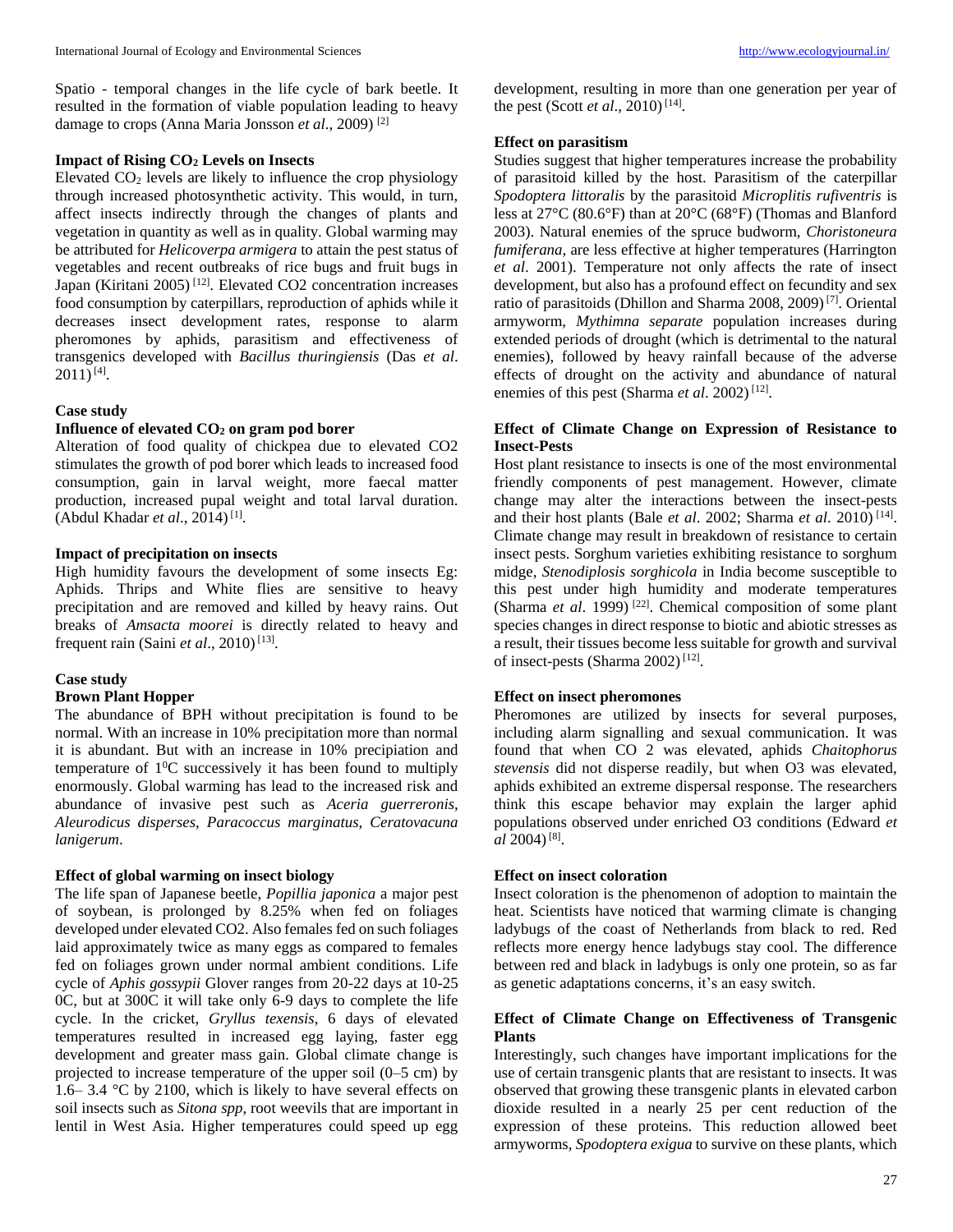Spatio - temporal changes in the life cycle of bark beetle. It resulted in the formation of viable population leading to heavy damage to crops (Anna Maria Jonsson *et al*., 2009) [2]

### Impact of Rising $CO_2$ Levels on Insects

Elevated $CO_2$ levels are likely to influence the crop physiology through increased photosynthetic activity. This would, in turn, affect insects indirectly through the changes of plants and vegetation in quantity as well as in quality. Global warming may be attributed for *Helicoverpa armigera* to attain the pest status of vegetables and recent outbreaks of rice bugs and fruit bugs in Japan (Kiritani 2005) [12]. Elevated CO2 concentration increases food consumption by caterpillars, reproduction of aphids while it decreases insect development rates, response to alarm pheromones by aphids, parasitism and effectiveness of transgenics developed with *Bacillus thuringiensis* (Das *et al*. 2011) [4].

### Case study

### Influence of elevated $CO_2$ on gram pod borer

Alteration of food quality of chickpea due to elevated CO2 stimulates the growth of pod borer which leads to increased food consumption, gain in larval weight, more faecal matter production, increased pupal weight and total larval duration. (Abdul Khadar *et al*., 2014) [1].

### Impact of precipitation on insects

High humidity favours the development of some insects Eg: Aphids. Thrips and White flies are sensitive to heavy precipitation and are removed and killed by heavy rains. Out breaks of *Amsacta moorei* is directly related to heavy and frequent rain (Saini *et al*., 2010) [13].

### Case study

### Brown Plant Hopper

The abundance of BPH without precipitation is found to be normal. With an increase in 10% precipitation more than normal it is abundant. But with an increase in 10% precipiation and temperature of $1^0$C successively it has been found to multiply enormously. Global warming has lead to the increased risk and abundance of invasive pest such as *Aceria guerreronis*, *Aleurodicus disperses*, *Paracoccus marginatus*, *Ceratovacuna lanigerum*.

### Effect of global warming on insect biology

The life span of Japanese beetle, *Popillia japonica* a major pest of soybean, is prolonged by 8.25% when fed on foliages developed under elevated CO2. Also females fed on such foliages laid approximately twice as many eggs as compared to females fed on foliages grown under normal ambient conditions. Life cycle of *Aphis gossypii* Glover ranges from 20-22 days at 10-25 0C, but at 300C it will take only 6-9 days to complete the life cycle. In the cricket, *Gryllus texensis*, 6 days of elevated temperatures resulted in increased egg laying, faster egg development and greater mass gain. Global climate change is projected to increase temperature of the upper soil (0–5 cm) by 1.6– 3.4 °C by 2100, which is likely to have several effects on soil insects such as *Sitona spp*, root weevils that are important in lentil in West Asia. Higher temperatures could speed up egg development, resulting in more than one generation per year of the pest (Scott *et al*., 2010) [14].

### Effect on parasitism

Studies suggest that higher temperatures increase the probability of parasitoid killed by the host. Parasitism of the caterpillar *Spodoptera littoralis* by the parasitoid *Microplitis rufiventris* is less at 27°C (80.6°F) than at 20°C (68°F) (Thomas and Blanford 2003). Natural enemies of the spruce budworm, *Choristoneura fumiferana*, are less effective at higher temperatures (Harrington *et al*. 2001). Temperature not only affects the rate of insect development, but also has a profound effect on fecundity and sex ratio of parasitoids (Dhillon and Sharma 2008, 2009) [7]. Oriental armyworm, *Mythimna separate* population increases during extended periods of drought (which is detrimental to the natural enemies), followed by heavy rainfall because of the adverse effects of drought on the activity and abundance of natural enemies of this pest (Sharma *et al*. 2002) [12].

### Effect of Climate Change on Expression of Resistance to Insect-Pests

Host plant resistance to insects is one of the most environmental friendly components of pest management. However, climate change may alter the interactions between the insect-pests and their host plants (Bale *et al*. 2002; Sharma *et al*. 2010) [14]. Climate change may result in breakdown of resistance to certain insect pests. Sorghum varieties exhibiting resistance to sorghum midge, *Stenodiplosis sorghicola* in India become susceptible to this pest under high humidity and moderate temperatures (Sharma *et al*. 1999) [22]. Chemical composition of some plant species changes in direct response to biotic and abiotic stresses as a result, their tissues become less suitable for growth and survival of insect-pests (Sharma 2002) [12].

### Effect on insect pheromones

Pheromones are utilized by insects for several purposes, including alarm signalling and sexual communication. It was found that when CO 2 was elevated, aphids *Chaitophorus stevensis* did not disperse readily, but when O3 was elevated, aphids exhibited an extreme dispersal response. The researchers think this escape behavior may explain the larger aphid populations observed under enriched O3 conditions (Edward *et al* 2004) [8].

### Effect on insect coloration

Insect coloration is the phenomenon of adoption to maintain the heat. Scientists have noticed that warming climate is changing ladybugs of the coast of Netherlands from black to red. Red reflects more energy hence ladybugs stay cool. The difference between red and black in ladybugs is only one protein, so as far as genetic adaptations concerns, it's an easy switch.

### Effect of Climate Change on Effectiveness of Transgenic Plants

Interestingly, such changes have important implications for the use of certain transgenic plants that are resistant to insects. It was observed that growing these transgenic plants in elevated carbon dioxide resulted in a nearly 25 per cent reduction of the expression of these proteins. This reduction allowed beet armyworms, *Spodoptera exigua* to survive on these plants, which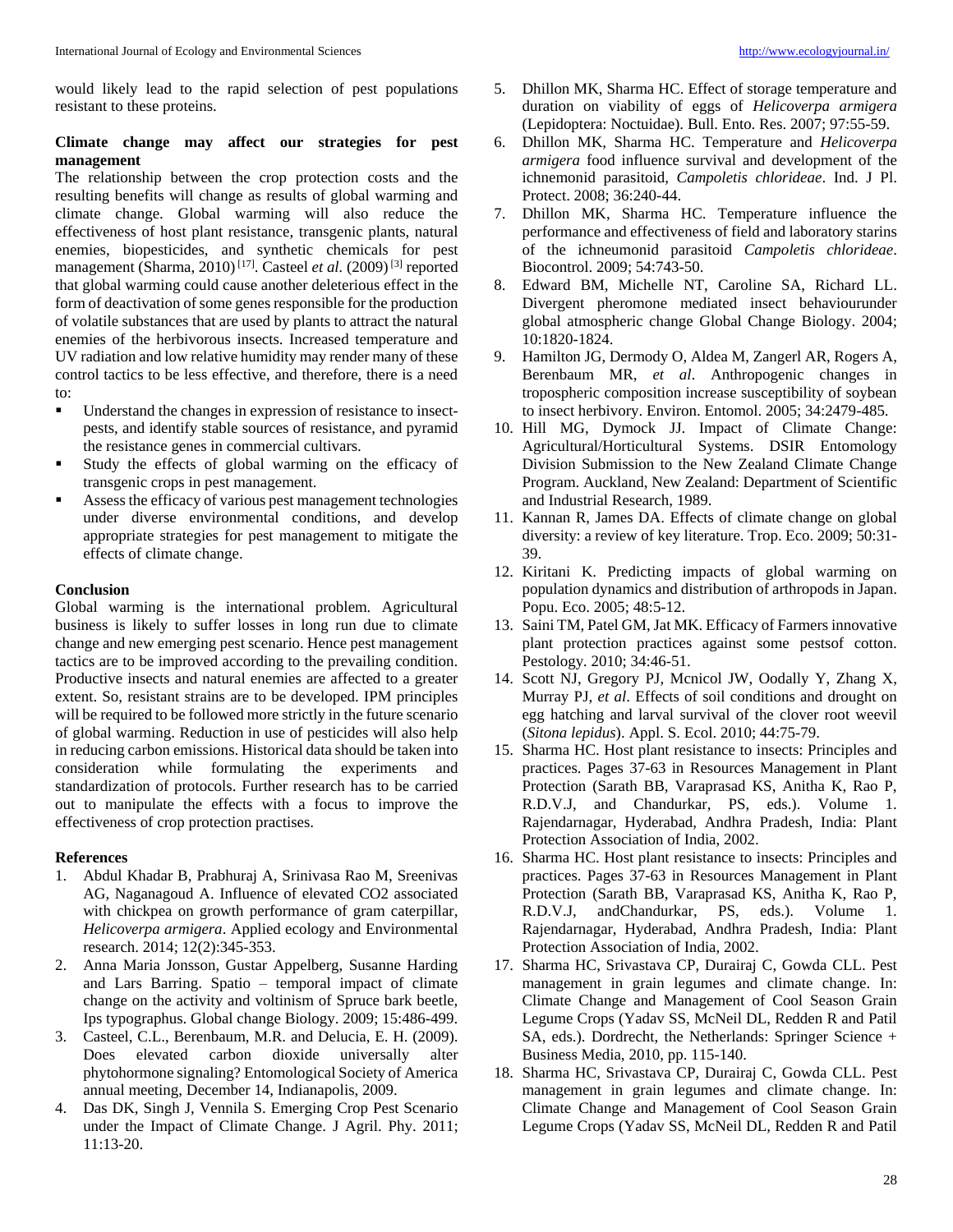would likely lead to the rapid selection of pest populations resistant to these proteins.

**Climate change may affect our strategies for pest management**

The relationship between the crop protection costs and the resulting benefits will change as results of global warming and climate change. Global warming will also reduce the effectiveness of host plant resistance, transgenic plants, natural enemies, biopesticides, and synthetic chemicals for pest management (Sharma, 2010) [17]. Casteel *et al.* (2009) [3] reported that global warming could cause another deleterious effect in the form of deactivation of some genes responsible for the production of volatile substances that are used by plants to attract the natural enemies of the herbivorous insects. Increased temperature and UV radiation and low relative humidity may render many of these control tactics to be less effective, and therefore, there is a need to:

- Understand the changes in expression of resistance to insect-pests, and identify stable sources of resistance, and pyramid the resistance genes in commercial cultivars.
- Study the effects of global warming on the efficacy of transgenic crops in pest management.
- Assess the efficacy of various pest management technologies under diverse environmental conditions, and develop appropriate strategies for pest management to mitigate the effects of climate change.

**Conclusion**

Global warming is the international problem. Agricultural business is likely to suffer losses in long run due to climate change and new emerging pest scenario. Hence pest management tactics are to be improved according to the prevailing condition. Productive insects and natural enemies are affected to a greater extent. So, resistant strains are to be developed. IPM principles will be required to be followed more strictly in the future scenario of global warming. Reduction in use of pesticides will also help in reducing carbon emissions. Historical data should be taken into consideration while formulating the experiments and standardization of protocols. Further research has to be carried out to manipulate the effects with a focus to improve the effectiveness of crop protection practises.

**References**

1. Abdul Khadar B, Prabhuraj A, Srinivasa Rao M, Sreenivas AG, Naganagoud A. Influence of elevated CO2 associated with chickpea on growth performance of gram caterpillar, *Helicoverpa armigera*. Applied ecology and Environmental research. 2014; 12(2):345-353.
2. Anna Maria Jonsson, Gustar Appelberg, Susanne Harding and Lars Barring. Spatio – temporal impact of climate change on the activity and voltinism of Spruce bark beetle, Ips typographus. Global change Biology. 2009; 15:486-499.
3. Casteel, C.L., Berenbaum, M.R. and Delucia, E. H. (2009). Does elevated carbon dioxide universally alter phytohormone signaling? Entomological Society of America annual meeting, December 14, Indianapolis, 2009.
4. Das DK, Singh J, Vennila S. Emerging Crop Pest Scenario under the Impact of Climate Change. J Agril. Phy. 2011; 11:13-20.
5. Dhillon MK, Sharma HC. Effect of storage temperature and duration on viability of eggs of *Helicoverpa armigera* (Lepidoptera: Noctuidae). Bull. Ento. Res. 2007; 97:55-59.
6. Dhillon MK, Sharma HC. Temperature and *Helicoverpa armigera* food influence survival and development of the ichnemonid parasitoid, *Campoletis chlorideae*. Ind. J Pl. Protect. 2008; 36:240-44.
7. Dhillon MK, Sharma HC. Temperature influence the performance and effectiveness of field and laboratory starins of the ichneumonid parasitoid *Campoletis chlorideae*. Biocontrol. 2009; 54:743-50.
8. Edward BM, Michelle NT, Caroline SA, Richard LL. Divergent pheromone mediated insect behaviourunder global atmospheric change Global Change Biology. 2004; 10:1820-1824.
9. Hamilton JG, Dermody O, Aldea M, Zangerl AR, Rogers A, Berenbaum MR, *et al*. Anthropogenic changes in tropospheric composition increase susceptibility of soybean to insect herbivory. Environ. Entomol. 2005; 34:2479-485.
10. Hill MG, Dymock JJ. Impact of Climate Change: Agricultural/Horticultural Systems. DSIR Entomology Division Submission to the New Zealand Climate Change Program. Auckland, New Zealand: Department of Scientific and Industrial Research, 1989.
11. Kannan R, James DA. Effects of climate change on global diversity: a review of key literature. Trop. Eco. 2009; 50:31-39.
12. Kiritani K. Predicting impacts of global warming on population dynamics and distribution of arthropods in Japan. Popu. Eco. 2005; 48:5-12.
13. Saini TM, Patel GM, Jat MK. Efficacy of Farmers innovative plant protection practices against some pestsof cotton. Pestology. 2010; 34:46-51.
14. Scott NJ, Gregory PJ, Mcnicol JW, Oodally Y, Zhang X, Murray PJ, *et al*. Effects of soil conditions and drought on egg hatching and larval survival of the clover root weevil (*Sitona lepidus*). Appl. S. Ecol. 2010; 44:75-79.
15. Sharma HC. Host plant resistance to insects: Principles and practices. Pages 37-63 in Resources Management in Plant Protection (Sarath BB, Varaprasad KS, Anitha K, Rao P, R.D.V.J, and Chandurkar, PS, eds.). Volume 1. Rajendarnagar, Hyderabad, Andhra Pradesh, India: Plant Protection Association of India, 2002.
16. Sharma HC. Host plant resistance to insects: Principles and practices. Pages 37-63 in Resources Management in Plant Protection (Sarath BB, Varaprasad KS, Anitha K, Rao P, R.D.V.J, andChandurkar, PS, eds.). Volume 1. Rajendarnagar, Hyderabad, Andhra Pradesh, India: Plant Protection Association of India, 2002.
17. Sharma HC, Srivastava CP, Durairaj C, Gowda CLL. Pest management in grain legumes and climate change. In: Climate Change and Management of Cool Season Grain Legume Crops (Yadav SS, McNeil DL, Redden R and Patil SA, eds.). Dordrecht, the Netherlands: Springer Science + Business Media, 2010, pp. 115-140.
18. Sharma HC, Srivastava CP, Durairaj C, Gowda CLL. Pest management in grain legumes and climate change. In: Climate Change and Management of Cool Season Grain Legume Crops (Yadav SS, McNeil DL, Redden R and Patil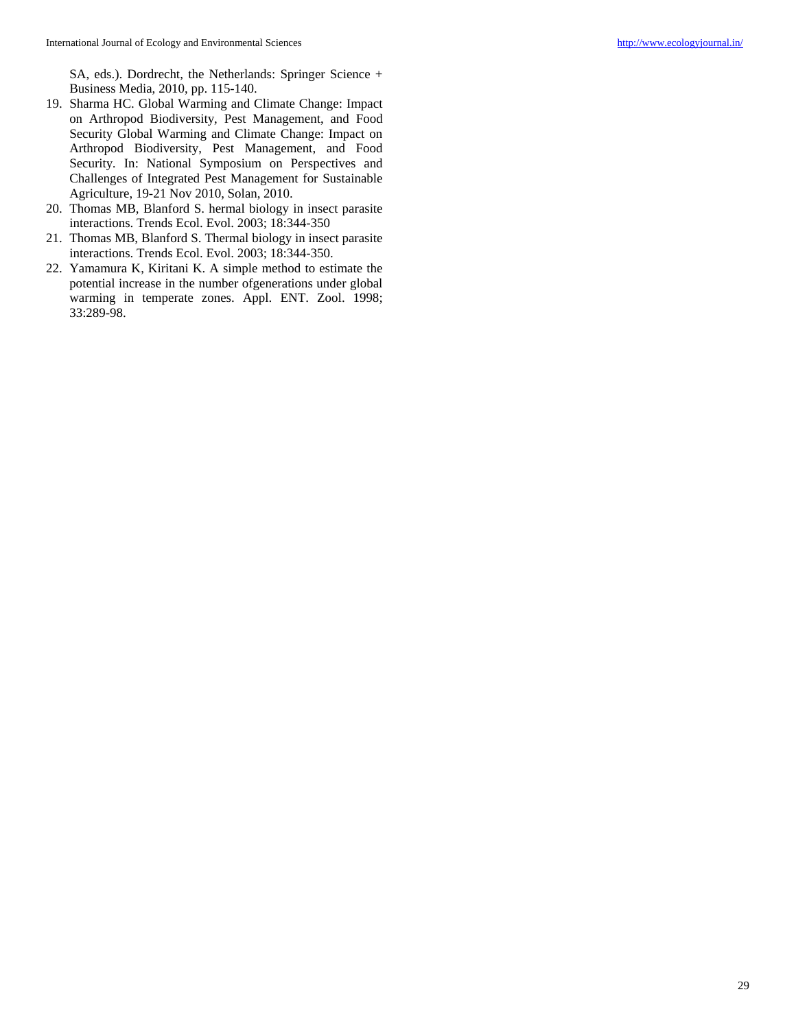SA, eds.). Dordrecht, the Netherlands: Springer Science + Business Media, 2010, pp. 115-140.

19. Sharma HC. Global Warming and Climate Change: Impact on Arthropod Biodiversity, Pest Management, and Food Security Global Warming and Climate Change: Impact on Arthropod Biodiversity, Pest Management, and Food Security. In: National Symposium on Perspectives and Challenges of Integrated Pest Management for Sustainable Agriculture, 19-21 Nov 2010, Solan, 2010.
20. Thomas MB, Blanford S. hermal biology in insect parasite interactions. Trends Ecol. Evol. 2003; 18:344-350
21. Thomas MB, Blanford S. Thermal biology in insect parasite interactions. Trends Ecol. Evol. 2003; 18:344-350.
22. Yamamura K, Kiritani K. A simple method to estimate the potential increase in the number ofgenerations under global warming in temperate zones. Appl. ENT. Zool. 1998; 33:289-98.